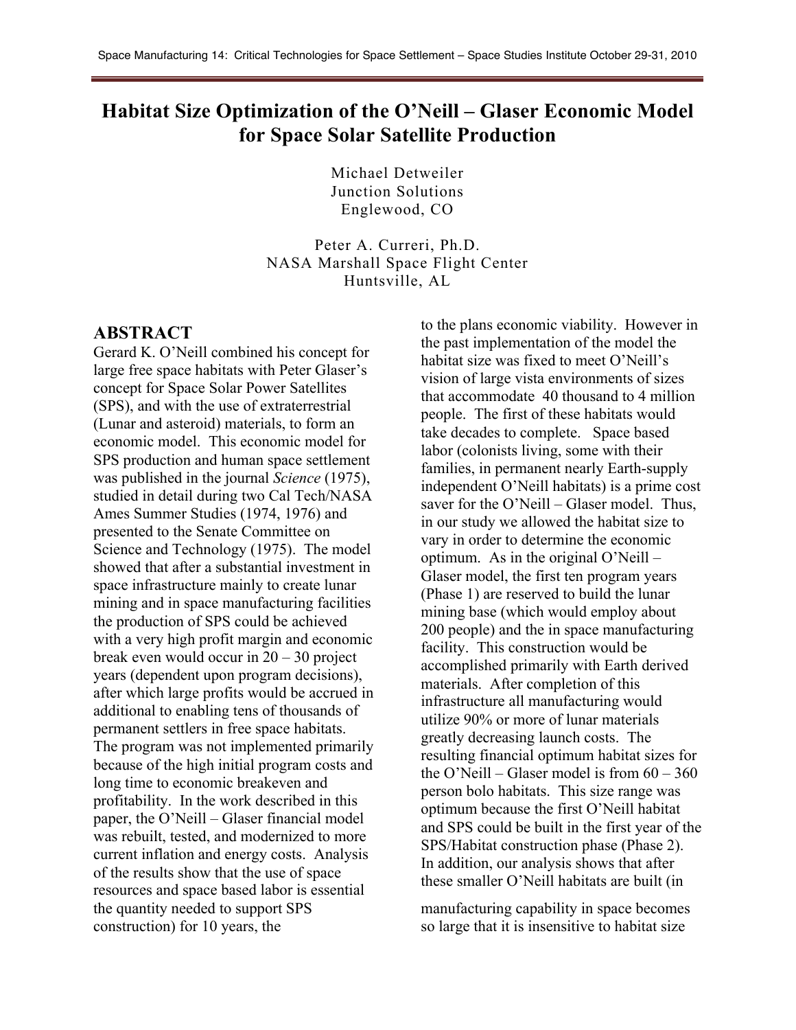# Habitat Size Optimization of the O'Neill – Glaser Economic Model for Space Solar Satellite Production

Michael Detweiler
Junction Solutions
Englewood, CO

Peter A. Curreri, Ph.D.
NASA Marshall Space Flight Center
Huntsville, AL

## ABSTRACT

Gerard K. O'Neill combined his concept for large free space habitats with Peter Glaser's concept for Space Solar Power Satellites (SPS), and with the use of extraterrestrial (Lunar and asteroid) materials, to form an economic model. This economic model for SPS production and human space settlement was published in the journal *Science* (1975), studied in detail during two Cal Tech/NASA Ames Summer Studies (1974, 1976) and presented to the Senate Committee on Science and Technology (1975). The model showed that after a substantial investment in space infrastructure mainly to create lunar mining and in space manufacturing facilities the production of SPS could be achieved with a very high profit margin and economic break even would occur in 20 – 30 project years (dependent upon program decisions), after which large profits would be accrued in additional to enabling tens of thousands of permanent settlers in free space habitats. The program was not implemented primarily because of the high initial program costs and long time to economic breakeven and profitability. In the work described in this paper, the O'Neill – Glaser financial model was rebuilt, tested, and modernized to more current inflation and energy costs. Analysis of the results show that the use of space resources and space based labor is essential to the plans economic viability. However in the past implementation of the model the habitat size was fixed to meet O'Neill's vision of large vista environments of sizes that accommodate 40 thousand to 4 million people. The first of these habitats would take decades to complete. Space based labor (colonists living, some with their families, in permanent nearly Earth-supply independent O'Neill habitats) is a prime cost saver for the O'Neill – Glaser model. Thus, in our study we allowed the habitat size to vary in order to determine the economic optimum. As in the original O'Neill – Glaser model, the first ten program years (Phase 1) are reserved to build the lunar mining base (which would employ about 200 people) and the in space manufacturing facility. This construction would be accomplished primarily with Earth derived materials. After completion of this infrastructure all manufacturing would utilize 90% or more of lunar materials greatly decreasing launch costs. The resulting financial optimum habitat sizes for the O'Neill – Glaser model is from 60 – 360 person bolo habitats. This size range was optimum because the first O'Neill habitat and SPS could be built in the first year of the SPS/Habitat construction phase (Phase 2). In addition, our analysis shows that after these smaller O'Neill habitats are built (in the quantity needed to support SPS construction) for 10 years, the manufacturing capability in space becomes so large that it is insensitive to habitat size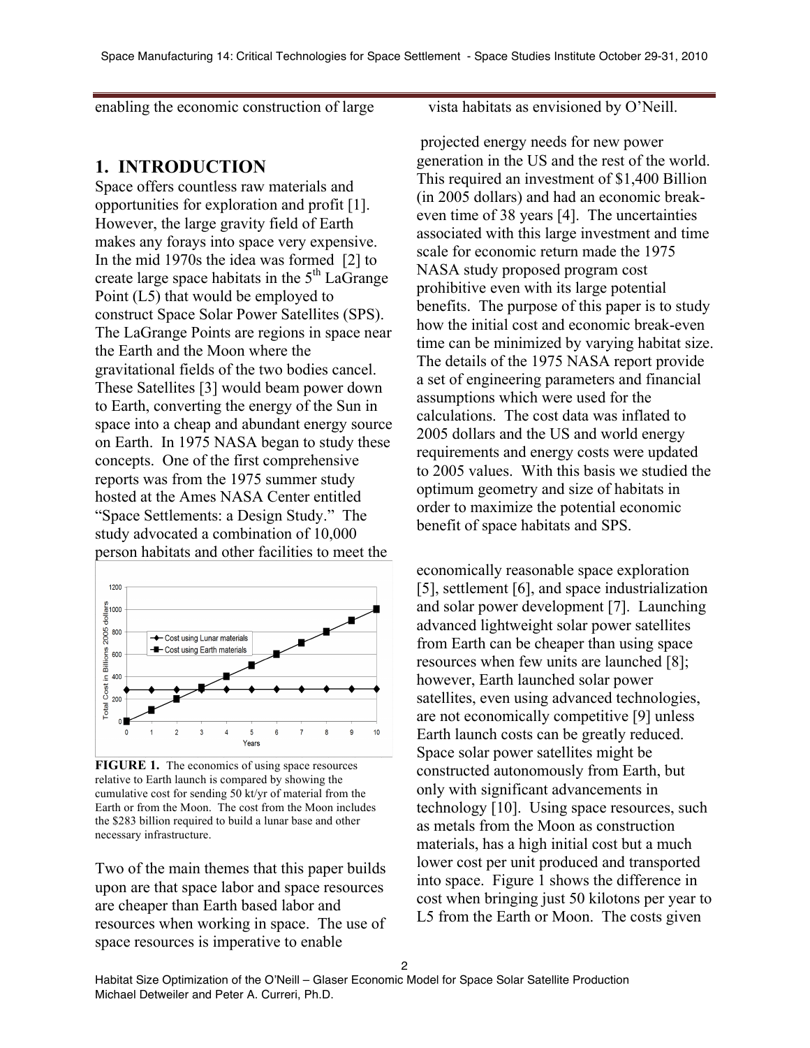enabling the economic construction of large vista habitats as envisioned by O'Neill.

## 1. INTRODUCTION

Space offers countless raw materials and opportunities for exploration and profit [1]. However, the large gravity field of Earth makes any forays into space very expensive. In the mid 1970s the idea was formed [2] to create large space habitats in the 5th LaGrange Point (L5) that would be employed to construct Space Solar Power Satellites (SPS). The LaGrange Points are regions in space near the Earth and the Moon where the gravitational fields of the two bodies cancel. These Satellites [3] would beam power down to Earth, converting the energy of the Sun in space into a cheap and abundant energy source on Earth. In 1975 NASA began to study these concepts. One of the first comprehensive reports was from the 1975 summer study hosted at the Ames NASA Center entitled "Space Settlements: a Design Study." The study advocated a combination of 10,000 person habitats and other facilities to meet the projected energy needs for new power generation in the US and the rest of the world. This required an investment of $1,400 Billion (in 2005 dollars) and had an economic break-even time of 38 years [4]. The uncertainties associated with this large investment and time scale for economic return made the 1975 NASA study proposed program cost prohibitive even with its large potential benefits. The purpose of this paper is to study how the initial cost and economic break-even time can be minimized by varying habitat size. The details of the 1975 NASA report provide a set of engineering parameters and financial assumptions which were used for the calculations. The cost data was inflated to 2005 dollars and the US and world energy requirements and energy costs were updated to 2005 values. With this basis we studied the optimum geometry and size of habitats in order to maximize the potential economic benefit of space habitats and SPS.

**FIGURE 1.** The economics of using space resources relative to Earth launch is compared by showing the cumulative cost for sending 50 kt/yr of material from the Earth or from the Moon. The cost from the Moon includes the $283 billion required to build a lunar base and other necessary infrastructure.

Two of the main themes that this paper builds upon are that space labor and space resources are cheaper than Earth based labor and resources when working in space. The use of space resources is imperative to enable economically reasonable space exploration [5], settlement [6], and space industrialization and solar power development [7]. Launching advanced lightweight solar power satellites from Earth can be cheaper than using space resources when few units are launched [8]; however, Earth launched solar power satellites, even using advanced technologies, are not economically competitive [9] unless Earth launch costs can be greatly reduced. Space solar power satellites might be constructed autonomously from Earth, but only with significant advancements in technology [10]. Using space resources, such as metals from the Moon as construction materials, has a high initial cost but a much lower cost per unit produced and transported into space. Figure 1 shows the difference in cost when bringing just 50 kilotons per year to L5 from the Earth or Moon. The costs given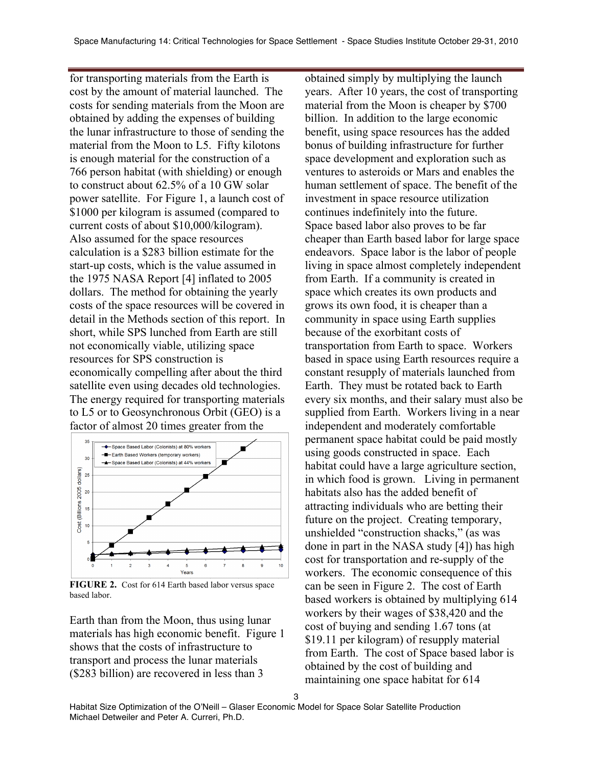for transporting materials from the Earth is cost by the amount of material launched. The costs for sending materials from the Moon are obtained by adding the expenses of building the lunar infrastructure to those of sending the material from the Moon to L5. Fifty kilotons is enough material for the construction of a 766 person habitat (with shielding) or enough to construct about 62.5% of a 10 GW solar power satellite. For Figure 1, a launch cost of $1000 per kilogram is assumed (compared to current costs of about $10,000/kilogram). Also assumed for the space resources calculation is a $283 billion estimate for the start-up costs, which is the value assumed in the 1975 NASA Report [4] inflated to 2005 dollars. The method for obtaining the yearly costs of the space resources will be covered in detail in the Methods section of this report. In short, while SPS lunched from Earth are still not economically viable, utilizing space resources for SPS construction is economically compelling after about the third satellite even using decades old technologies. The energy required for transporting materials to L5 or to Geosynchronous Orbit (GEO) is a factor of almost 20 times greater from the Earth than from the Moon, thus using lunar materials has high economic benefit. Figure 1 shows that the costs of infrastructure to transport and process the lunar materials ($283 billion) are recovered in less than 3 years.

**FIGURE 2.** Cost for 614 Earth based labor versus space based labor.

obtained simply by multiplying the launch years. After 10 years, the cost of transporting material from the Moon is cheaper by $700 billion. In addition to the large economic benefit, using space resources has the added bonus of building infrastructure for further space development and exploration such as ventures to asteroids or Mars and enables the human settlement of space. The benefit of the investment in space resource utilization continues indefinitely into the future.

Space based labor also proves to be far cheaper than Earth based labor for large space endeavors. Space labor is the labor of people living in space almost completely independent from Earth. If a community is created in space which creates its own products and grows its own food, it is cheaper than a community in space using Earth supplies because of the exorbitant costs of transportation from Earth to space. Workers based in space using Earth resources require a constant resupply of materials launched from Earth. They must be rotated back to Earth every six months, and their salary must also be supplied from Earth. Workers living in a near independent and moderately comfortable permanent space habitat could be paid mostly using goods constructed in space. Each habitat could have a large agriculture section, in which food is grown. Living in permanent habitats also has the added benefit of attracting individuals who are betting their future on the project. Creating temporary, unshielded "construction shacks," (as was done in part in the NASA study [4]) has high cost for transportation and re-supply of the workers. The economic consequence of this can be seen in Figure 2. The cost of Earth based workers is obtained by multiplying 614 workers by their wages of $38,420 and the cost of buying and sending 1.67 tons (at $19.11 per kilogram) of resupply material from Earth. The cost of Space based labor is obtained by the cost of building and maintaining one space habitat for 614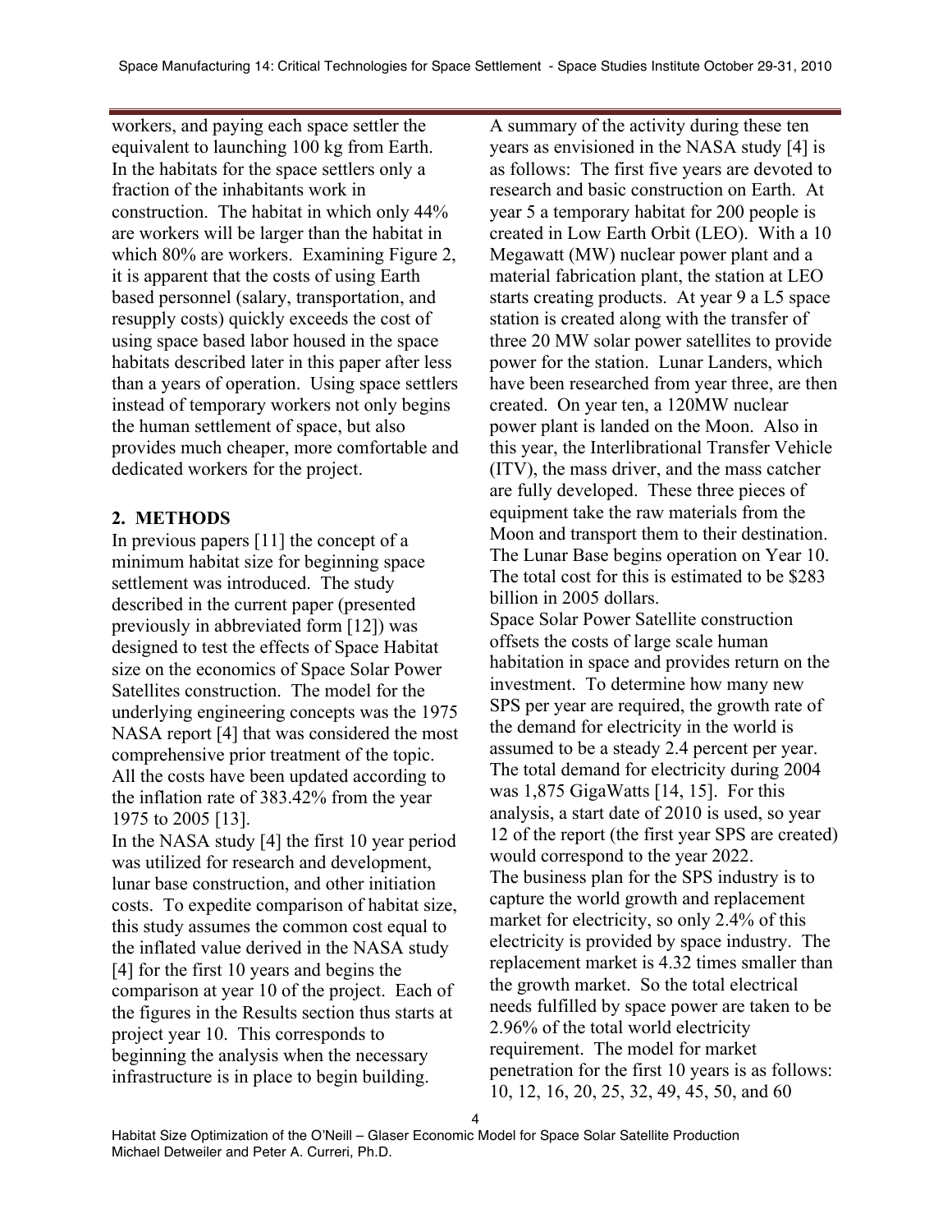workers, and paying each space settler the equivalent to launching 100 kg from Earth. In the habitats for the space settlers only a fraction of the inhabitants work in construction. The habitat in which only 44% are workers will be larger than the habitat in which 80% are workers. Examining Figure 2, it is apparent that the costs of using Earth based personnel (salary, transportation, and resupply costs) quickly exceeds the cost of using space based labor housed in the space habitats described later in this paper after less than a years of operation. Using space settlers instead of temporary workers not only begins the human settlement of space, but also provides much cheaper, more comfortable and dedicated workers for the project.

## 2. METHODS

In previous papers [11] the concept of a minimum habitat size for beginning space settlement was introduced. The study described in the current paper (presented previously in abbreviated form [12]) was designed to test the effects of Space Habitat size on the economics of Space Solar Power Satellites construction. The model for the underlying engineering concepts was the 1975 NASA report [4] that was considered the most comprehensive prior treatment of the topic. All the costs have been updated according to the inflation rate of 383.42% from the year 1975 to 2005 [13].

In the NASA study [4] the first 10 year period was utilized for research and development, lunar base construction, and other initiation costs. To expedite comparison of habitat size, this study assumes the common cost equal to the inflated value derived in the NASA study [4] for the first 10 years and begins the comparison at year 10 of the project. Each of the figures in the Results section thus starts at project year 10. This corresponds to beginning the analysis when the necessary infrastructure is in place to begin building.

A summary of the activity during these ten years as envisioned in the NASA study [4] is as follows: The first five years are devoted to research and basic construction on Earth. At year 5 a temporary habitat for 200 people is created in Low Earth Orbit (LEO). With a 10 Megawatt (MW) nuclear power plant and a material fabrication plant, the station at LEO starts creating products. At year 9 a L5 space station is created along with the transfer of three 20 MW solar power satellites to provide power for the station. Lunar Landers, which have been researched from year three, are then created. On year ten, a 120MW nuclear power plant is landed on the Moon. Also in this year, the Interlibrational Transfer Vehicle (ITV), the mass driver, and the mass catcher are fully developed. These three pieces of equipment take the raw materials from the Moon and transport them to their destination. The Lunar Base begins operation on Year 10. The total cost for this is estimated to be $283 billion in 2005 dollars.

Space Solar Power Satellite construction offsets the costs of large scale human habitation in space and provides return on the investment. To determine how many new SPS per year are required, the growth rate of the demand for electricity in the world is assumed to be a steady 2.4 percent per year. The total demand for electricity during 2004 was 1,875 GigaWatts [14, 15]. For this analysis, a start date of 2010 is used, so year 12 of the report (the first year SPS are created) would correspond to the year 2022.

The business plan for the SPS industry is to capture the world growth and replacement market for electricity, so only 2.4% of this electricity is provided by space industry. The replacement market is 4.32 times smaller than the growth market. So the total electrical needs fulfilled by space power are taken to be 2.96% of the total world electricity requirement. The model for market penetration for the first 10 years is as follows: 10, 12, 16, 20, 25, 32, 49, 45, 50, and 60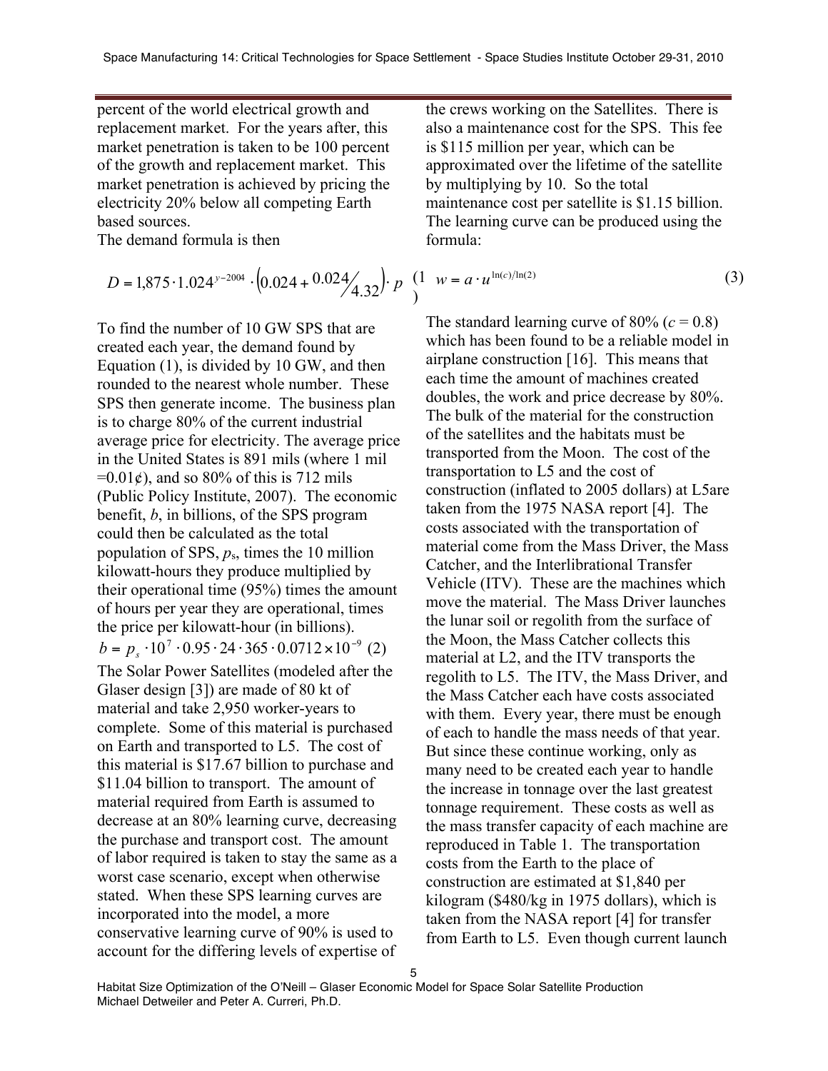percent of the world electrical growth and replacement market. For the years after, this market penetration is taken to be 100 percent of the growth and replacement market. This market penetration is achieved by pricing the electricity 20% below all competing Earth based sources.

The demand formula is then

$$D = 1{,}875 \cdot 1.024^{y-2004} \cdot \left(0.024 + {0.024}/{4.32}\right) \cdot p \quad (1)$$

To find the number of 10 GW SPS that are created each year, the demand found by Equation (1), is divided by 10 GW, and then rounded to the nearest whole number. These SPS then generate income. The business plan is to charge 80% of the current industrial average price for electricity. The average price in the United States is 891 mils (where 1 mil =0.01¢), and so 80% of this is 712 mils (Public Policy Institute, 2007). The economic benefit, $b$, in billions, of the SPS program could then be calculated as the total population of SPS, $p_s$, times the 10 million kilowatt-hours they produce multiplied by their operational time (95%) times the amount of hours per year they are operational, times the price per kilowatt-hour (in billions).

$$b = p_s \cdot 10^7 \cdot 0.95 \cdot 24 \cdot 365 \cdot 0.0712 \times 10^{-9} \quad (2)$$

The Solar Power Satellites (modeled after the Glaser design [3]) are made of 80 kt of material and take 2,950 worker-years to complete. Some of this material is purchased on Earth and transported to L5. The cost of this material is $17.67 billion to purchase and $11.04 billion to transport. The amount of material required from Earth is assumed to decrease at an 80% learning curve, decreasing the purchase and transport cost. The amount of labor required is taken to stay the same as a worst case scenario, except when otherwise stated. When these SPS learning curves are incorporated into the model, a more conservative learning curve of 90% is used to account for the differing levels of expertise of the crews working on the Satellites. There is also a maintenance cost for the SPS. This fee is $115 million per year, which can be approximated over the lifetime of the satellite by multiplying by 10. So the total maintenance cost per satellite is $1.15 billion. The learning curve can be produced using the formula:

$$w = a \cdot u^{\ln(c)/\ln(2)} \quad (3)$$

The standard learning curve of 80% ($c = 0.8$) which has been found to be a reliable model in airplane construction [16]. This means that each time the amount of machines created doubles, the work and price decrease by 80%. The bulk of the material for the construction of the satellites and the habitats must be transported from the Moon. The cost of the transportation to L5 and the cost of construction (inflated to 2005 dollars) at L5are taken from the 1975 NASA report [4]. The costs associated with the transportation of material come from the Mass Driver, the Mass Catcher, and the Interlibrational Transfer Vehicle (ITV). These are the machines which move the material. The Mass Driver launches the lunar soil or regolith from the surface of the Moon, the Mass Catcher collects this material at L2, and the ITV transports the regolith to L5. The ITV, the Mass Driver, and the Mass Catcher each have costs associated with them. Every year, there must be enough of each to handle the mass needs of that year. But since these continue working, only as many need to be created each year to handle the increase in tonnage over the last greatest tonnage requirement. These costs as well as the mass transfer capacity of each machine are reproduced in Table 1. The transportation costs from the Earth to the place of construction are estimated at $1,840 per kilogram ($480/kg in 1975 dollars), which is taken from the NASA report [4] for transfer from Earth to L5. Even though current launch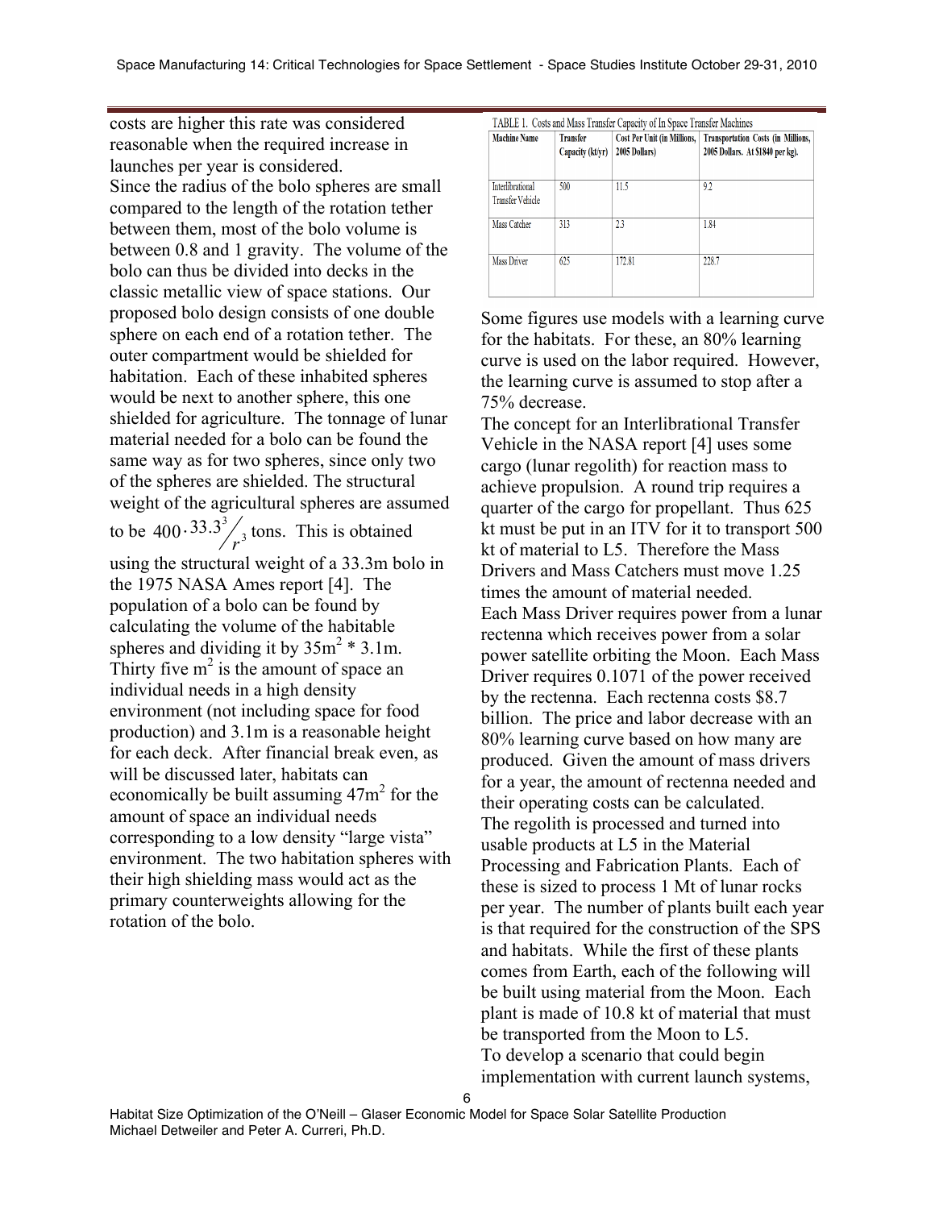costs are higher this rate was considered reasonable when the required increase in launches per year is considered.

Since the radius of the bolo spheres are small compared to the length of the rotation tether between them, most of the bolo volume is between 0.8 and 1 gravity. The volume of the bolo can thus be divided into decks in the classic metallic view of space stations. Our proposed bolo design consists of one double sphere on each end of a rotation tether. The outer compartment would be shielded for habitation. Each of these inhabited spheres would be next to another sphere, this one shielded for agriculture. The tonnage of lunar material needed for a bolo can be found the same way as for two spheres, since only two of the spheres are shielded. The structural weight of the agricultural spheres are assumed to be $400 \cdot 33.3^3 / r^3$ tons. This is obtained using the structural weight of a 33.3m bolo in the 1975 NASA Ames report [4]. The population of a bolo can be found by calculating the volume of the habitable spheres and dividing it by 35m$^2$ * 3.1m. Thirty five m$^2$ is the amount of space an individual needs in a high density environment (not including space for food production) and 3.1m is a reasonable height for each deck. After financial break even, as will be discussed later, habitats can economically be built assuming 47m$^2$ for the amount of space an individual needs corresponding to a low density "large vista" environment. The two habitation spheres with their high shielding mass would act as the primary counterweights allowing for the rotation of the bolo.

TABLE 1. Costs and Mass Transfer Capacity of In Space Transfer Machines

| Machine Name | Transfer Capacity (kt/yr) | Cost Per Unit (in Millions, 2005 Dollars) | Transportation Costs (in Millions, 2005 Dollars. At $1840 per kg). |
|---|---|---|---|
| Interlibrational Transfer Vehicle | 500 | 11.5 | 9.2 |
| Mass Catcher | 313 | 2.3 | 1.84 |
| Mass Driver | 625 | 172.81 | 228.7 |

Some figures use models with a learning curve for the habitats. For these, an 80% learning curve is used on the labor required. However, the learning curve is assumed to stop after a 75% decrease.

The concept for an Interlibrational Transfer Vehicle in the NASA report [4] uses some cargo (lunar regolith) for reaction mass to achieve propulsion. A round trip requires a quarter of the cargo for propellant. Thus 625 kt must be put in an ITV for it to transport 500 kt of material to L5. Therefore the Mass Drivers and Mass Catchers must move 1.25 times the amount of material needed.

Each Mass Driver requires power from a lunar rectenna which receives power from a solar power satellite orbiting the Moon. Each Mass Driver requires 0.1071 of the power received by the rectenna. Each rectenna costs $8.7 billion. The price and labor decrease with an 80% learning curve based on how many are produced. Given the amount of mass drivers for a year, the amount of rectenna needed and their operating costs can be calculated.

The regolith is processed and turned into usable products at L5 in the Material Processing and Fabrication Plants. Each of these is sized to process 1 Mt of lunar rocks per year. The number of plants built each year is that required for the construction of the SPS and habitats. While the first of these plants comes from Earth, each of the following will be built using material from the Moon. Each plant is made of 10.8 kt of material that must be transported from the Moon to L5.

To develop a scenario that could begin implementation with current launch systems,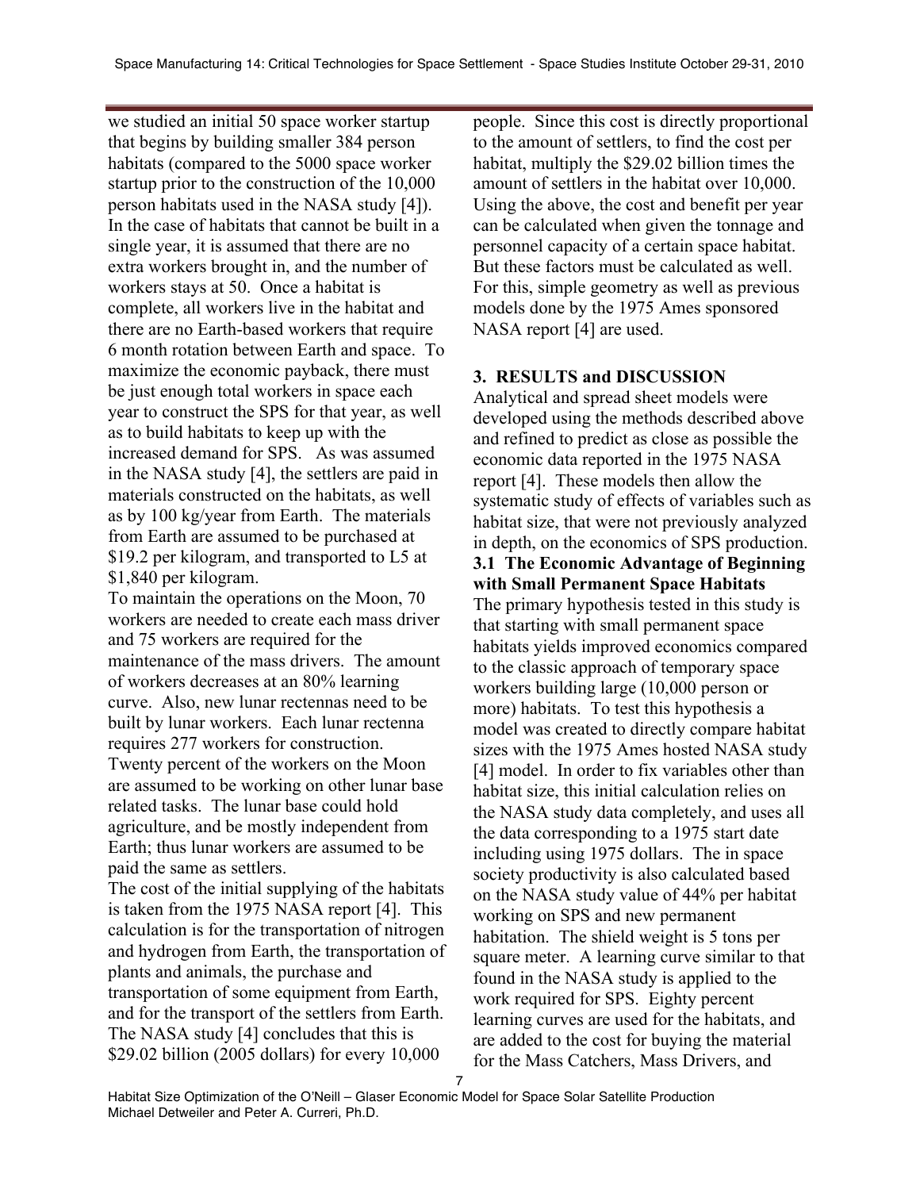we studied an initial 50 space worker startup that begins by building smaller 384 person habitats (compared to the 5000 space worker startup prior to the construction of the 10,000 person habitats used in the NASA study [4]). In the case of habitats that cannot be built in a single year, it is assumed that there are no extra workers brought in, and the number of workers stays at 50. Once a habitat is complete, all workers live in the habitat and there are no Earth-based workers that require 6 month rotation between Earth and space. To maximize the economic payback, there must be just enough total workers in space each year to construct the SPS for that year, as well as to build habitats to keep up with the increased demand for SPS. As was assumed in the NASA study [4], the settlers are paid in materials constructed on the habitats, as well as by 100 kg/year from Earth. The materials from Earth are assumed to be purchased at \$19.2 per kilogram, and transported to L5 at \$1,840 per kilogram.

To maintain the operations on the Moon, 70 workers are needed to create each mass driver and 75 workers are required for the maintenance of the mass drivers. The amount of workers decreases at an 80% learning curve. Also, new lunar rectennas need to be built by lunar workers. Each lunar rectenna requires 277 workers for construction. Twenty percent of the workers on the Moon are assumed to be working on other lunar base related tasks. The lunar base could hold agriculture, and be mostly independent from Earth; thus lunar workers are assumed to be paid the same as settlers.

The cost of the initial supplying of the habitats is taken from the 1975 NASA report [4]. This calculation is for the transportation of nitrogen and hydrogen from Earth, the transportation of plants and animals, the purchase and transportation of some equipment from Earth, and for the transport of the settlers from Earth. The NASA study [4] concludes that this is \$29.02 billion (2005 dollars) for every 10,000 people. Since this cost is directly proportional to the amount of settlers, to find the cost per habitat, multiply the \$29.02 billion times the amount of settlers in the habitat over 10,000. Using the above, the cost and benefit per year can be calculated when given the tonnage and personnel capacity of a certain space habitat. But these factors must be calculated as well. For this, simple geometry as well as previous models done by the 1975 Ames sponsored NASA report [4] are used.

## 3. RESULTS and DISCUSSION

Analytical and spread sheet models were developed using the methods described above and refined to predict as close as possible the economic data reported in the 1975 NASA report [4]. These models then allow the systematic study of effects of variables such as habitat size, that were not previously analyzed in depth, on the economics of SPS production.

### 3.1 The Economic Advantage of Beginning with Small Permanent Space Habitats

The primary hypothesis tested in this study is that starting with small permanent space habitats yields improved economics compared to the classic approach of temporary space workers building large (10,000 person or more) habitats. To test this hypothesis a model was created to directly compare habitat sizes with the 1975 Ames hosted NASA study [4] model. In order to fix variables other than habitat size, this initial calculation relies on the NASA study data completely, and uses all the data corresponding to a 1975 start date including using 1975 dollars. The in space society productivity is also calculated based on the NASA study value of 44% per habitat working on SPS and new permanent habitation. The shield weight is 5 tons per square meter. A learning curve similar to that found in the NASA study is applied to the work required for SPS. Eighty percent learning curves are used for the habitats, and are added to the cost for buying the material for the Mass Catchers, Mass Drivers, and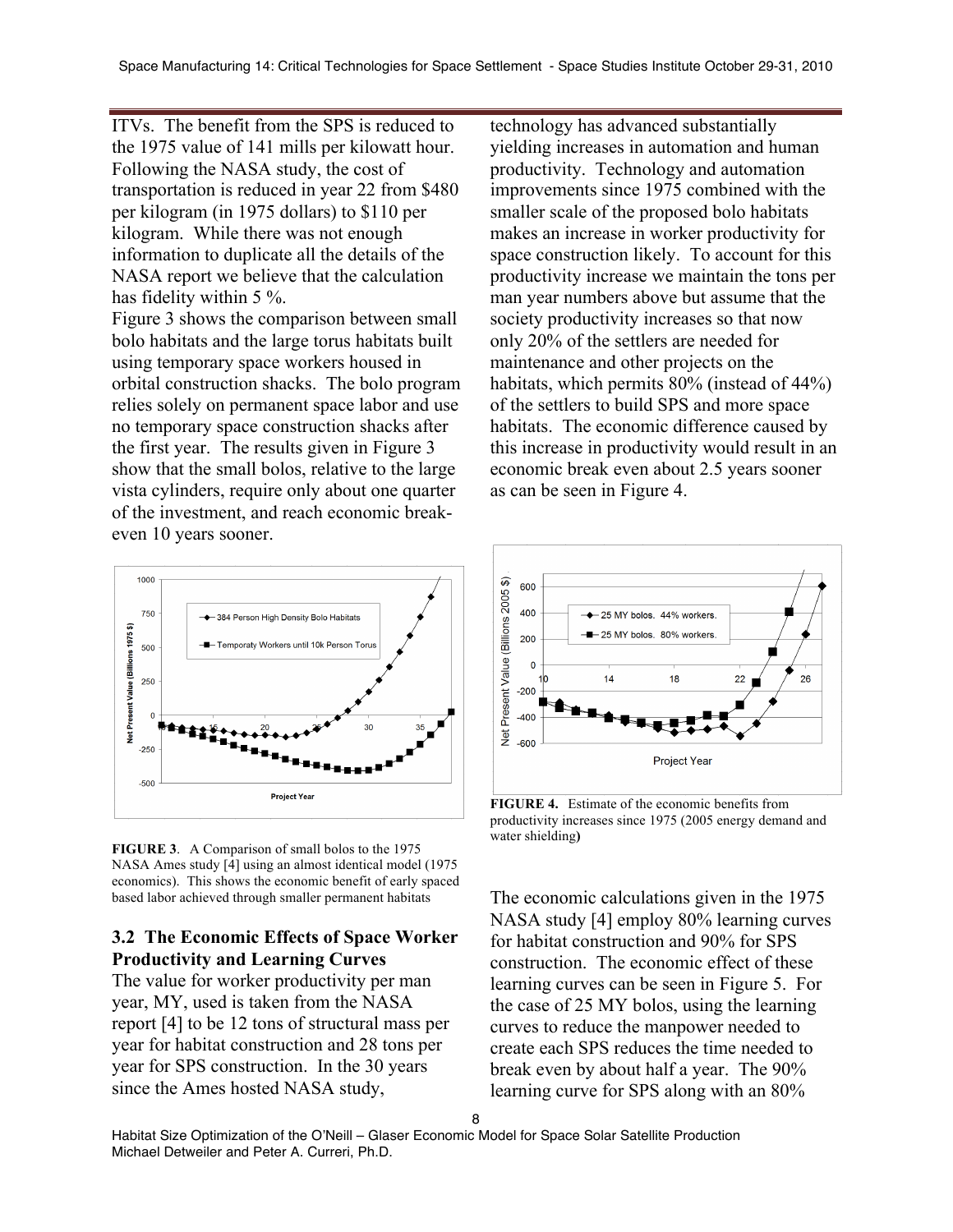ITVs. The benefit from the SPS is reduced to the 1975 value of 141 mills per kilowatt hour. Following the NASA study, the cost of transportation is reduced in year 22 from $480 per kilogram (in 1975 dollars) to $110 per kilogram. While there was not enough information to duplicate all the details of the NASA report we believe that the calculation has fidelity within 5 %.

Figure 3 shows the comparison between small bolo habitats and the large torus habitats built using temporary space workers housed in orbital construction shacks. The bolo program relies solely on permanent space labor and use no temporary space construction shacks after the first year. The results given in Figure 3 show that the small bolos, relative to the large vista cylinders, require only about one quarter of the investment, and reach economic break-even 10 years sooner.

**FIGURE 3**. A Comparison of small bolos to the 1975 NASA Ames study [4] using an almost identical model (1975 economics). This shows the economic benefit of early spaced based labor achieved through smaller permanent habitats

### 3.2 The Economic Effects of Space Worker Productivity and Learning Curves

The value for worker productivity per man year, MY, used is taken from the NASA report [4] to be 12 tons of structural mass per year for habitat construction and 28 tons per year for SPS construction. In the 30 years since the Ames hosted NASA study, technology has advanced substantially yielding increases in automation and human productivity. Technology and automation improvements since 1975 combined with the smaller scale of the proposed bolo habitats makes an increase in worker productivity for space construction likely. To account for this productivity increase we maintain the tons per man year numbers above but assume that the society productivity increases so that now only 20% of the settlers are needed for maintenance and other projects on the habitats, which permits 80% (instead of 44%) of the settlers to build SPS and more space habitats. The economic difference caused by this increase in productivity would result in an economic break even about 2.5 years sooner as can be seen in Figure 4.

**FIGURE 4.** Estimate of the economic benefits from productivity increases since 1975 (2005 energy demand and water shielding**)**

The economic calculations given in the 1975 NASA study [4] employ 80% learning curves for habitat construction and 90% for SPS construction. The economic effect of these learning curves can be seen in Figure 5. For the case of 25 MY bolos, using the learning curves to reduce the manpower needed to create each SPS reduces the time needed to break even by about half a year. The 90% learning curve for SPS along with an 80%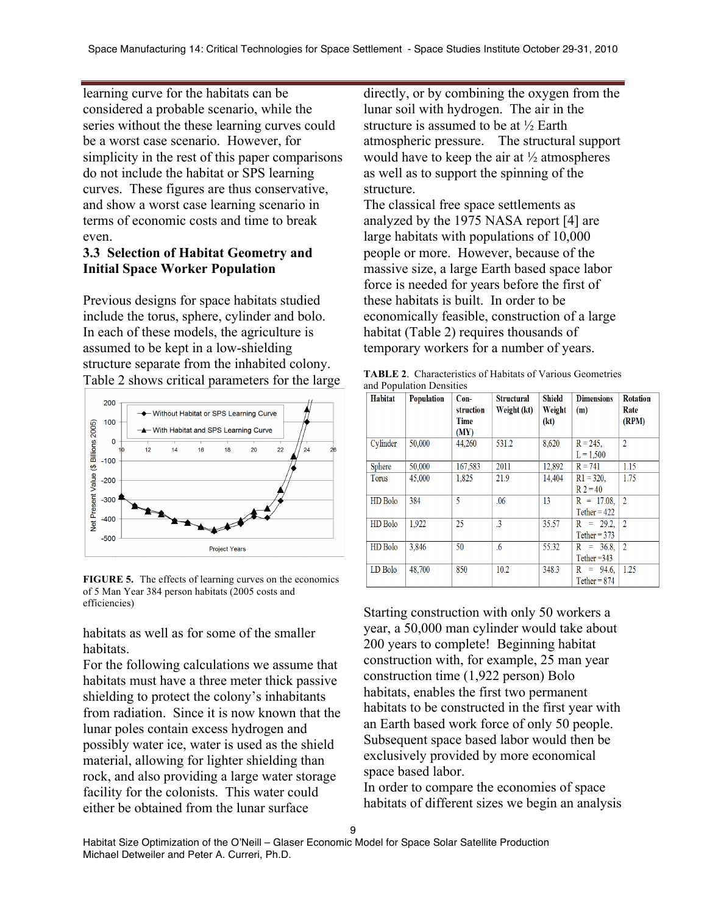learning curve for the habitats can be considered a probable scenario, while the series without the these learning curves could be a worst case scenario. However, for simplicity in the rest of this paper comparisons do not include the habitat or SPS learning curves. These figures are thus conservative, and show a worst case learning scenario in terms of economic costs and time to break even.

### 3.3 Selection of Habitat Geometry and Initial Space Worker Population

Previous designs for space habitats studied include the torus, sphere, cylinder and bolo. In each of these models, the agriculture is assumed to be kept in a low-shielding structure separate from the inhabited colony. Table 2 shows critical parameters for the large habitats as well as for some of the smaller habitats.

**FIGURE 5.** The effects of learning curves on the economics of 5 Man Year 384 person habitats (2005 costs and efficiencies)

For the following calculations we assume that habitats must have a three meter thick passive shielding to protect the colony's inhabitants from radiation. Since it is now known that the lunar poles contain excess hydrogen and possibly water ice, water is used as the shield material, allowing for lighter shielding than rock, and also providing a large water storage facility for the colonists. This water could either be obtained from the lunar surface directly, or by combining the oxygen from the lunar soil with hydrogen. The air in the structure is assumed to be at ½ Earth atmospheric pressure. The structural support would have to keep the air at ½ atmospheres as well as to support the spinning of the structure.

The classical free space settlements as analyzed by the 1975 NASA report [4] are large habitats with populations of 10,000 people or more. However, because of the massive size, a large Earth based space labor force is needed for years before the first of these habitats is built. In order to be economically feasible, construction of a large habitat (Table 2) requires thousands of temporary workers for a number of years.

**TABLE 2.** Characteristics of Habitats of Various Geometries and Population Densities

| Habitat | Population | Con-struction Time (MY) | Structural Weight (kt) | Shield Weight (kt) | Dimensions (m) | Rotation Rate (RPM) |
|---|---|---|---|---|---|---|
| Cylinder | 50,000 | 44,260 | 531.2 | 8,620 | R = 245, L = 1,500 | 2 |
| Sphere | 50,000 | 167,583 | 2011 | 12,892 | R = 741 | 1.15 |
| Torus | 45,000 | 1,825 | 21.9 | 14,404 | R1 = 320, R2 = 40 | 1.75 |
| HD Bolo | 384 | 5 | .06 | 13 | R = 17.08, Tether = 422 | 2 |
| HD Bolo | 1,922 | 25 | .3 | 35.57 | R = 29.2, Tether = 373 | 2 |
| HD Bolo | 3,846 | 50 | .6 | 55.32 | R = 36.8, Tether =343 | 2 |
| LD Bolo | 48,700 | 850 | 10.2 | 348.3 | R = 94.6, Tether = 874 | 1.25 |

Starting construction with only 50 workers a year, a 50,000 man cylinder would take about 200 years to complete! Beginning habitat construction with, for example, 25 man year construction time (1,922 person) Bolo habitats, enables the first two permanent habitats to be constructed in the first year with an Earth based work force of only 50 people. Subsequent space based labor would then be exclusively provided by more economical space based labor.

In order to compare the economies of space habitats of different sizes we begin an analysis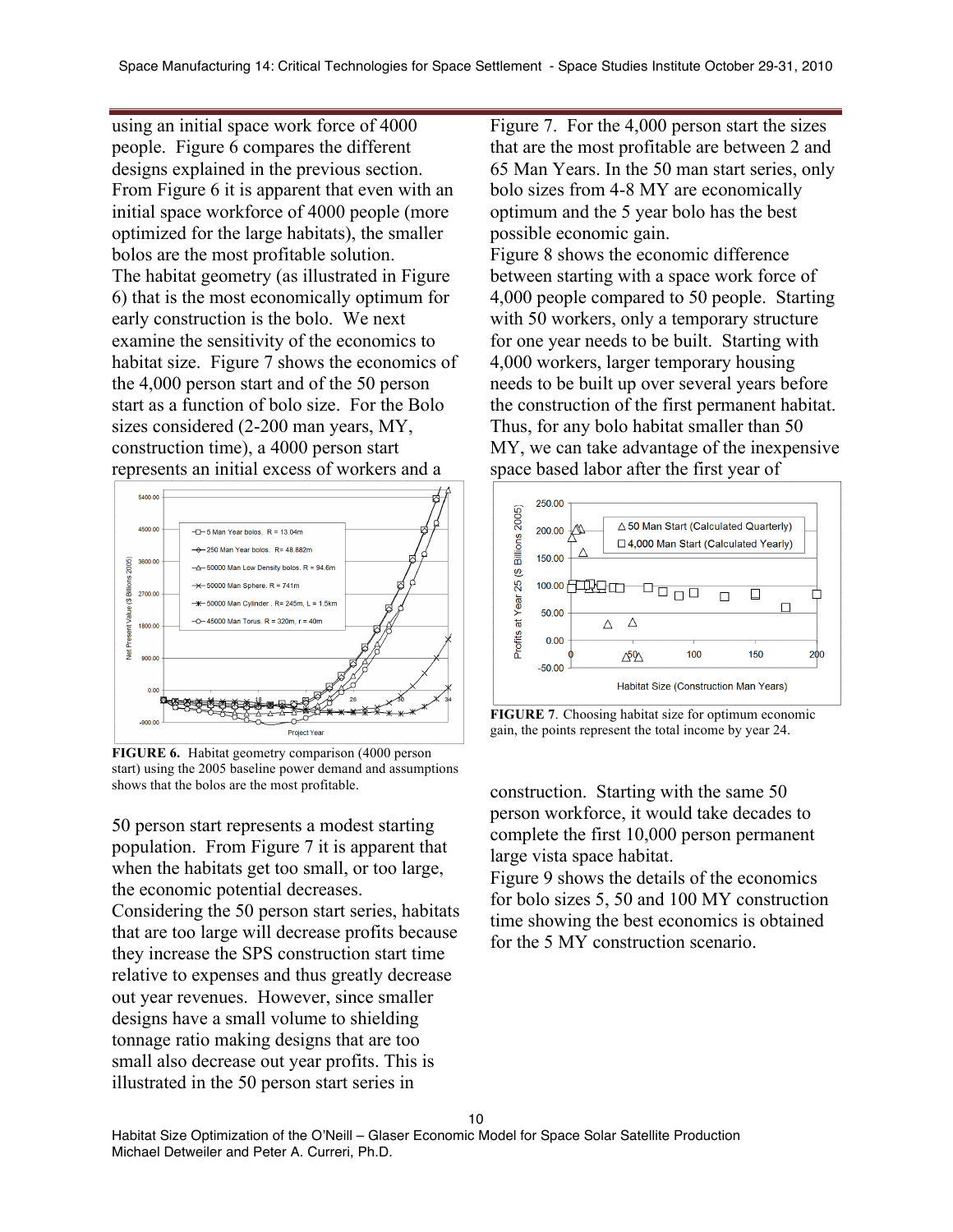using an initial space work force of 4000 people. Figure 6 compares the different designs explained in the previous section. From Figure 6 it is apparent that even with an initial space workforce of 4000 people (more optimized for the large habitats), the smaller bolos are the most profitable solution. The habitat geometry (as illustrated in Figure 6) that is the most economically optimum for early construction is the bolo. We next examine the sensitivity of the economics to habitat size. Figure 7 shows the economics of the 4,000 person start and of the 50 person start as a function of bolo size. For the Bolo sizes considered (2-200 man years, MY, construction time), a 4000 person start represents an initial excess of workers and a 50 person start represents a modest starting population. From Figure 7 it is apparent that when the habitats get too small, or too large, the economic potential decreases.

**FIGURE 6.** Habitat geometry comparison (4000 person start) using the 2005 baseline power demand and assumptions shows that the bolos are the most profitable.

Considering the 50 person start series, habitats that are too large will decrease profits because they increase the SPS construction start time relative to expenses and thus greatly decrease out year revenues. However, since smaller designs have a small volume to shielding tonnage ratio making designs that are too small also decrease out year profits. This is illustrated in the 50 person start series in Figure 7. For the 4,000 person start the sizes that are the most profitable are between 2 and 65 Man Years. In the 50 man start series, only bolo sizes from 4-8 MY are economically optimum and the 5 year bolo has the best possible economic gain.

Figure 8 shows the economic difference between starting with a space work force of 4,000 people compared to 50 people. Starting with 50 workers, only a temporary structure for one year needs to be built. Starting with 4,000 workers, larger temporary housing needs to be built up over several years before the construction of the first permanent habitat. Thus, for any bolo habitat smaller than 50 MY, we can take advantage of the inexpensive space based labor after the first year of construction. Starting with the same 50 person workforce, it would take decades to complete the first 10,000 person permanent large vista space habitat.

**FIGURE 7**. Choosing habitat size for optimum economic gain, the points represent the total income by year 24.

Figure 9 shows the details of the economics for bolo sizes 5, 50 and 100 MY construction time showing the best economics is obtained for the 5 MY construction scenario.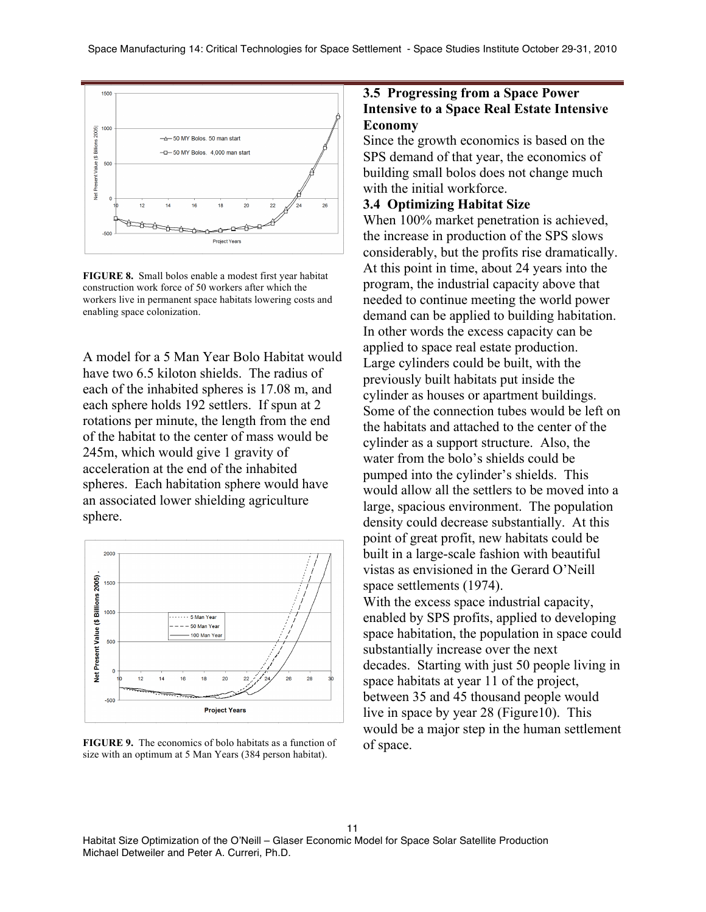**FIGURE 8.** Small bolos enable a modest first year habitat construction work force of 50 workers after which the workers live in permanent space habitats lowering costs and enabling space colonization.

A model for a 5 Man Year Bolo Habitat would have two 6.5 kiloton shields. The radius of each of the inhabited spheres is 17.08 m, and each sphere holds 192 settlers. If spun at 2 rotations per minute, the length from the end of the habitat to the center of mass would be 245m, which would give 1 gravity of acceleration at the end of the inhabited spheres. Each habitation sphere would have an associated lower shielding agriculture sphere.

**FIGURE 9.** The economics of bolo habitats as a function of size with an optimum at 5 Man Years (384 person habitat).

### 3.5 Progressing from a Space Power Intensive to a Space Real Estate Intensive Economy

Since the growth economics is based on the SPS demand of that year, the economics of building small bolos does not change much with the initial workforce.

### 3.4 Optimizing Habitat Size

When 100% market penetration is achieved, the increase in production of the SPS slows considerably, but the profits rise dramatically. At this point in time, about 24 years into the program, the industrial capacity above that needed to continue meeting the world power demand can be applied to building habitation. In other words the excess capacity can be applied to space real estate production. Large cylinders could be built, with the previously built habitats put inside the cylinder as houses or apartment buildings. Some of the connection tubes would be left on the habitats and attached to the center of the cylinder as a support structure. Also, the water from the bolo's shields could be pumped into the cylinder's shields. This would allow all the settlers to be moved into a large, spacious environment. The population density could decrease substantially. At this point of great profit, new habitats could be built in a large-scale fashion with beautiful vistas as envisioned in the Gerard O'Neill space settlements (1974).

With the excess space industrial capacity, enabled by SPS profits, applied to developing space habitation, the population in space could substantially increase over the next decades. Starting with just 50 people living in space habitats at year 11 of the project, between 35 and 45 thousand people would live in space by year 28 (Figure10). This would be a major step in the human settlement of space.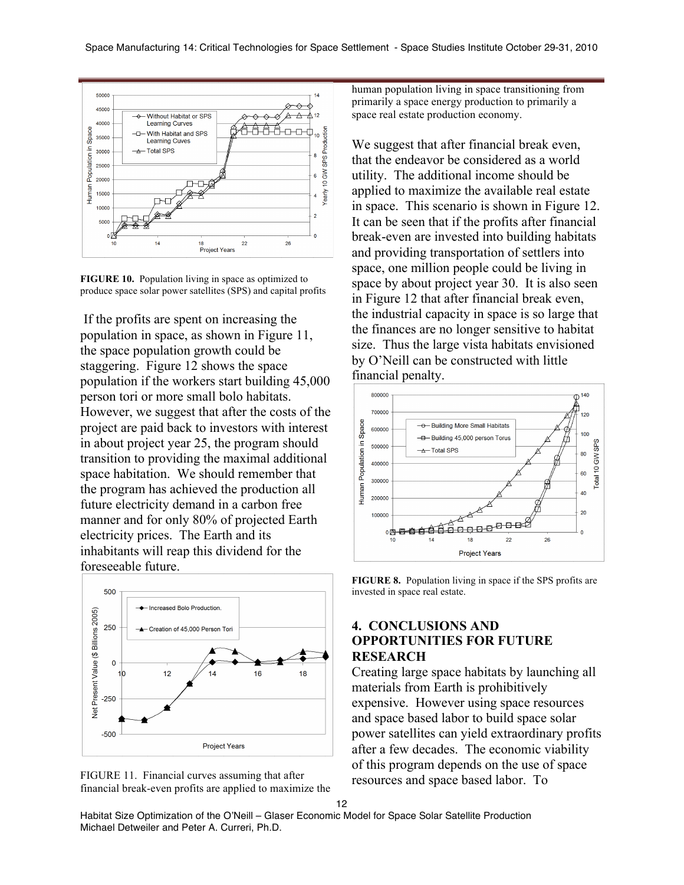FIGURE 10. Population living in space as optimized to produce space solar power satellites (SPS) and capital profits

If the profits are spent on increasing the population in space, as shown in Figure 11, the space population growth could be staggering. Figure 12 shows the space population if the workers start building 45,000 person tori or more small bolo habitats. However, we suggest that after the costs of the project are paid back to investors with interest in about project year 25, the program should transition to providing the maximal additional space habitation. We should remember that the program has achieved the production all future electricity demand in a carbon free manner and for only 80% of projected Earth electricity prices. The Earth and its inhabitants will reap this dividend for the foreseeable future.

FIGURE 11. Financial curves assuming that after financial break-even profits are applied to maximize the human population living in space transitioning from primarily a space energy production to primarily a space real estate production economy.

We suggest that after financial break even, that the endeavor be considered as a world utility. The additional income should be applied to maximize the available real estate in space. This scenario is shown in Figure 12. It can be seen that if the profits after financial break-even are invested into building habitats and providing transportation of settlers into space, one million people could be living in space by about project year 30. It is also seen in Figure 12 that after financial break even, the industrial capacity in space is so large that the finances are no longer sensitive to habitat size. Thus the large vista habitats envisioned by O'Neill can be constructed with little financial penalty.

**FIGURE 8.** Population living in space if the SPS profits are invested in space real estate.

## 4. CONCLUSIONS AND OPPORTUNITIES FOR FUTURE RESEARCH

Creating large space habitats by launching all materials from Earth is prohibitively expensive. However using space resources and space based labor to build space solar power satellites can yield extraordinary profits after a few decades. The economic viability of this program depends on the use of space resources and space based labor. To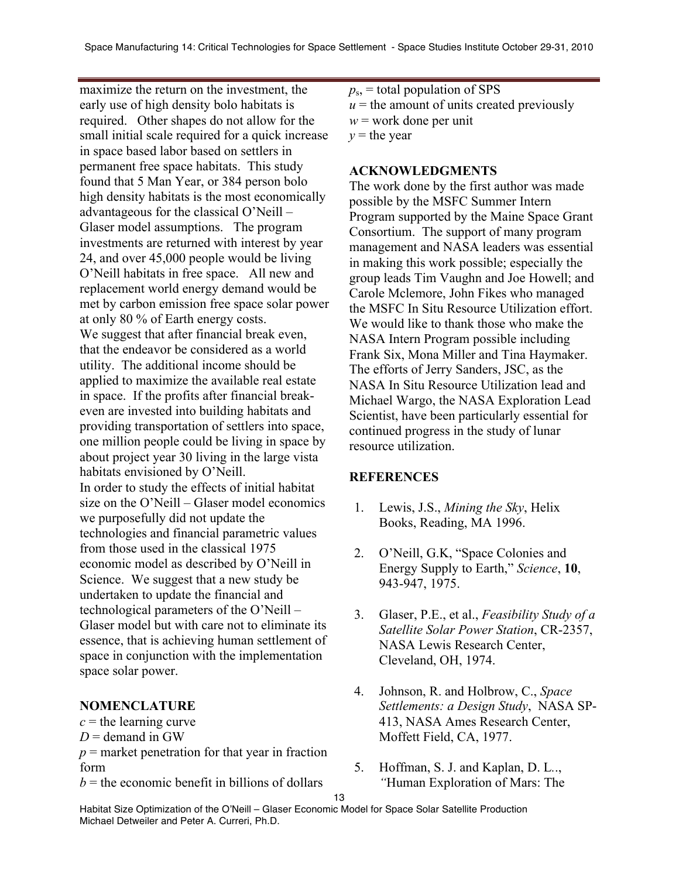maximize the return on the investment, the early use of high density bolo habitats is required. Other shapes do not allow for the small initial scale required for a quick increase in space based labor based on settlers in permanent free space habitats. This study found that 5 Man Year, or 384 person bolo high density habitats is the most economically advantageous for the classical O'Neill – Glaser model assumptions. The program investments are returned with interest by year 24, and over 45,000 people would be living O'Neill habitats in free space. All new and replacement world energy demand would be met by carbon emission free space solar power at only 80 % of Earth energy costs.

We suggest that after financial break even, that the endeavor be considered as a world utility. The additional income should be applied to maximize the available real estate in space. If the profits after financial break-even are invested into building habitats and providing transportation of settlers into space, one million people could be living in space by about project year 30 living in the large vista habitats envisioned by O'Neill.

In order to study the effects of initial habitat size on the O'Neill – Glaser model economics we purposefully did not update the technologies and financial parametric values from those used in the classical 1975 economic model as described by O'Neill in Science. We suggest that a new study be undertaken to update the financial and technological parameters of the O'Neill – Glaser model but with care not to eliminate its essence, that is achieving human settlement of space in conjunction with the implementation space solar power.

## NOMENCLATURE

$c$ = the learning curve  
$D$ = demand in GW  
$p$ = market penetration for that year in fraction form  
$b$ = the economic benefit in billions of dollars  
$p_s$, = total population of SPS  
$u$ = the amount of units created previously  
$w$ = work done per unit  
$y$ = the year

## ACKNOWLEDGMENTS

The work done by the first author was made possible by the MSFC Summer Intern Program supported by the Maine Space Grant Consortium. The support of many program management and NASA leaders was essential in making this work possible; especially the group leads Tim Vaughn and Joe Howell; and Carole Mclemore, John Fikes who managed the MSFC In Situ Resource Utilization effort. We would like to thank those who make the NASA Intern Program possible including Frank Six, Mona Miller and Tina Haymaker. The efforts of Jerry Sanders, JSC, as the NASA In Situ Resource Utilization lead and Michael Wargo, the NASA Exploration Lead Scientist, have been particularly essential for continued progress in the study of lunar resource utilization.

## REFERENCES

1. Lewis, J.S., *Mining the Sky*, Helix Books, Reading, MA 1996.
2. O'Neill, G.K, "Space Colonies and Energy Supply to Earth," *Science*, **10**, 943-947, 1975.
3. Glaser, P.E., et al., *Feasibility Study of a Satellite Solar Power Station*, CR-2357, NASA Lewis Research Center, Cleveland, OH, 1974.
4. Johnson, R. and Holbrow, C., *Space Settlements: a Design Study*, NASA SP-413, NASA Ames Research Center, Moffett Field, CA, 1977.
5. Hoffman, S. J. and Kaplan, D. L.., *"*Human Exploration of Mars: The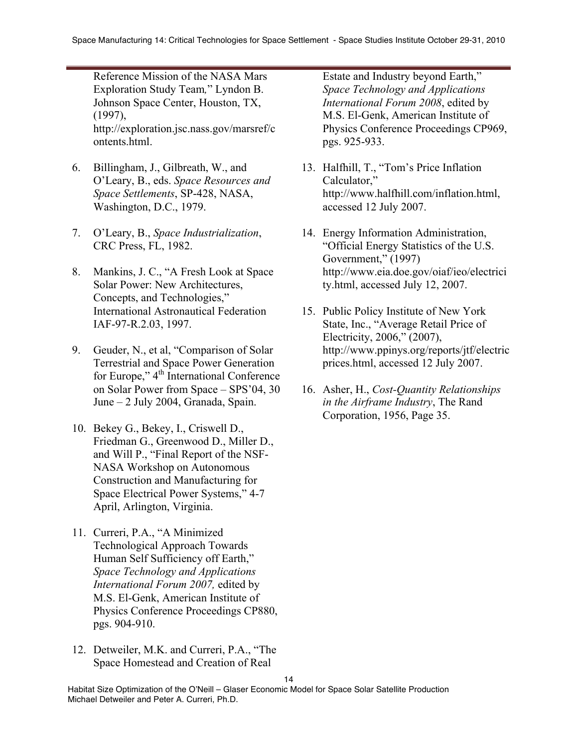Reference Mission of the NASA Mars Exploration Study Team," Lyndon B. Johnson Space Center, Houston, TX, (1997), http://exploration.jsc.nass.gov/marsref/contents.html.

6. Billingham, J., Gilbreath, W., and O'Leary, B., eds. *Space Resources and Space Settlements*, SP-428, NASA, Washington, D.C., 1979.

7. O'Leary, B., *Space Industrialization*, CRC Press, FL, 1982.

8. Mankins, J. C., "A Fresh Look at Space Solar Power: New Architectures, Concepts, and Technologies," International Astronautical Federation IAF-97-R.2.03, 1997.

9. Geuder, N., et al, "Comparison of Solar Terrestrial and Space Power Generation for Europe," 4th International Conference on Solar Power from Space – SPS'04, 30 June – 2 July 2004, Granada, Spain.

10. Bekey G., Bekey, I., Criswell D., Friedman G., Greenwood D., Miller D., and Will P., "Final Report of the NSF-NASA Workshop on Autonomous Construction and Manufacturing for Space Electrical Power Systems," 4-7 April, Arlington, Virginia.

11. Curreri, P.A., "A Minimized Technological Approach Towards Human Self Sufficiency off Earth," *Space Technology and Applications International Forum 2007,* edited by M.S. El-Genk, American Institute of Physics Conference Proceedings CP880, pgs. 904-910.

12. Detweiler, M.K. and Curreri, P.A., "The Space Homestead and Creation of Real Estate and Industry beyond Earth," *Space Technology and Applications International Forum 2008*, edited by M.S. El-Genk, American Institute of Physics Conference Proceedings CP969, pgs. 925-933.

13. Halfhill, T., "Tom's Price Inflation Calculator," http://www.halfhill.com/inflation.html, accessed 12 July 2007.

14. Energy Information Administration, "Official Energy Statistics of the U.S. Government," (1997) http://www.eia.doe.gov/oiaf/ieo/electricity.html, accessed July 12, 2007.

15. Public Policy Institute of New York State, Inc., "Average Retail Price of Electricity, 2006," (2007), http://www.ppinys.org/reports/jtf/electricprices.html, accessed 12 July 2007.

16. Asher, H., *Cost-Quantity Relationships in the Airframe Industry*, The Rand Corporation, 1956, Page 35.